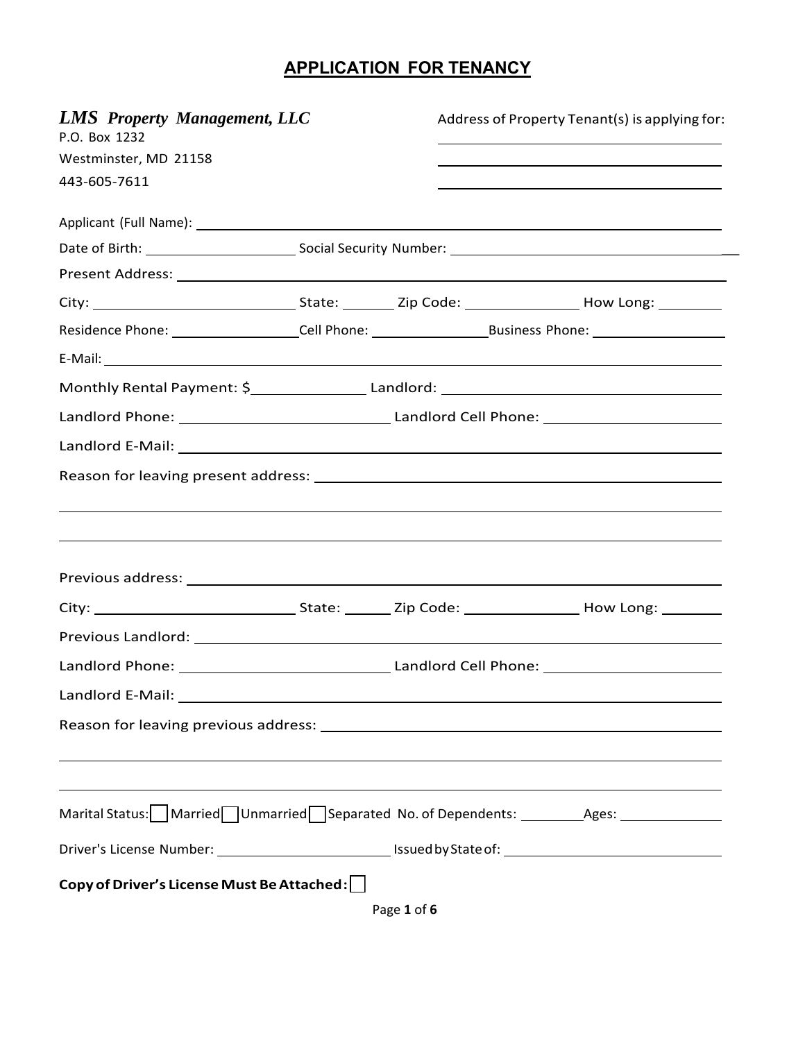# APPLICATION FOR TENANCY

***LMS Property Management, LLC***
P.O. Box 1232
Westminster, MD 21158
443-605-7611

Address of Property Tenant(s) is applying for: ______________________________

______________________________

______________________________

Applicant (Full Name): ______________________________

Date of Birth: ______________ Social Security Number: ______________________________

Present Address: ______________________________

City: ______________ State: ______ Zip Code: ____________ How Long: ________

Residence Phone: ______________ Cell Phone: ______________ Business Phone: ______________

E-Mail: ______________________________

Monthly Rental Payment: $____________ Landlord: ______________________________

Landlord Phone: ______________________ Landlord Cell Phone: ______________________

Landlord E-Mail: ______________________________

Reason for leaving present address: ______________________________

______________________________

______________________________

Previous address: ______________________________

City: ______________ State: ______ Zip Code: ____________ How Long: ________

Previous Landlord: ______________________________

Landlord Phone: ______________________ Landlord Cell Phone: ______________________

Landlord E-Mail: ______________________________

Reason for leaving previous address: ______________________________

______________________________

______________________________

Marital Status: ☐ Married ☐ Unmarried ☐ Separated No. of Dependents: ________ Ages: ____________

Driver's License Number: ______________________ Issued by State of: ______________________

**Copy of Driver's License Must Be Attached:** ☐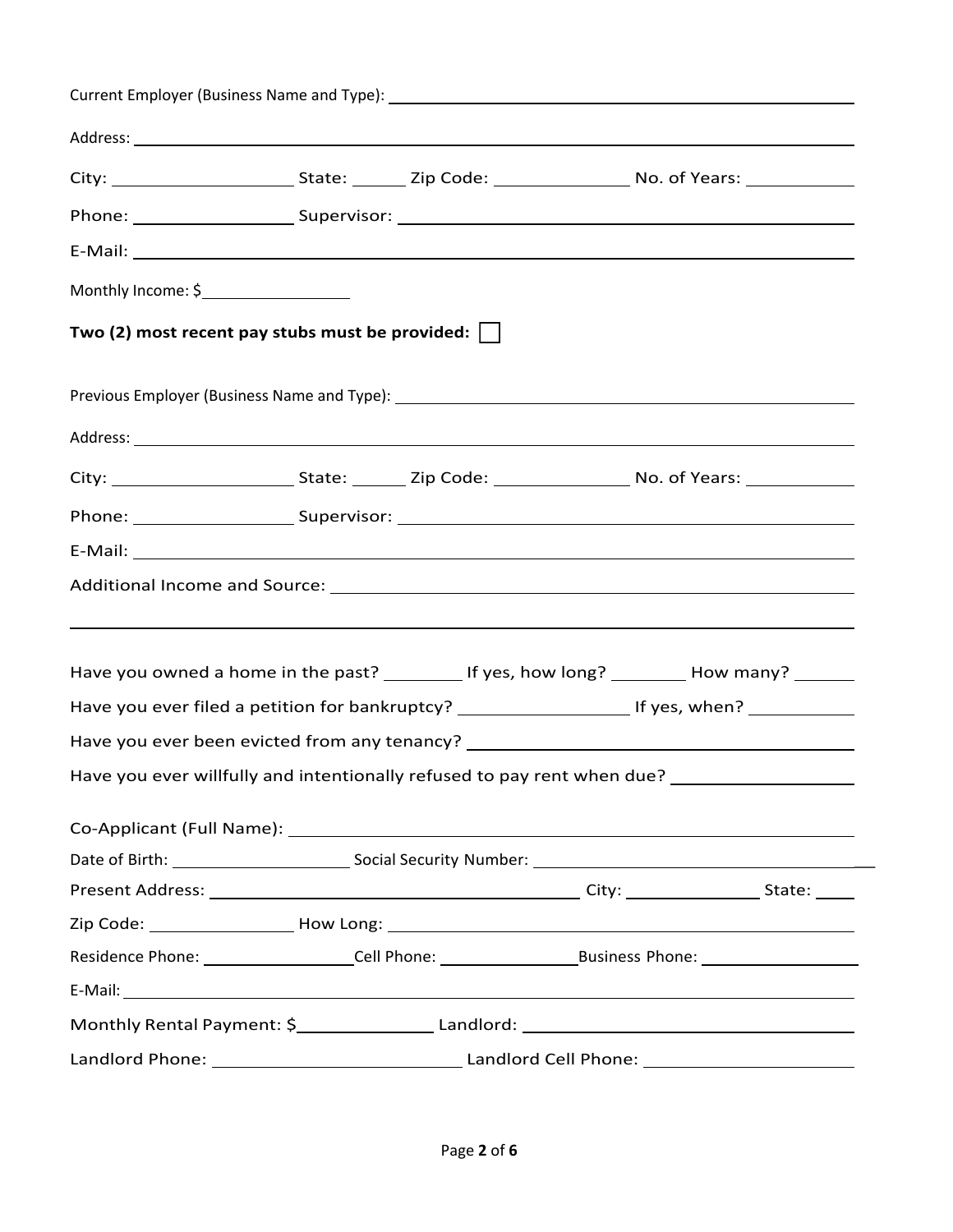Current Employer (Business Name and Type): ______________________________

Address: ______________________________

City: ______________ State: ______ Zip Code: ______________ No. of Years: ____________

Phone: ______________ Supervisor: ______________________________

E-Mail: ______________________________

Monthly Income: $______________

**Two (2) most recent pay stubs must be provided:** ☐

Previous Employer (Business Name and Type): ______________________________

Address: ______________________________

City: ______________ State: ______ Zip Code: ______________ No. of Years: ____________

Phone: ______________ Supervisor: ______________________________

E-Mail: ______________________________

Additional Income and Source: ______________________________

______________________________

Have you owned a home in the past? ________ If yes, how long? ________ How many? ______

Have you ever filed a petition for bankruptcy? ______________ If yes, when? ___________

Have you ever been evicted from any tenancy? ______________________________

Have you ever willfully and intentionally refused to pay rent when due? ______________

Co-Applicant (Full Name): ______________________________

Date of Birth: ______________ Social Security Number: ______________________________

Present Address: ______________________________ City: ______________ State: _____

Zip Code: ______________ How Long: ______________________________

Residence Phone: ______________ Cell Phone: ______________ Business Phone: ______________

E-Mail: ______________________________

Monthly Rental Payment: $______________ Landlord: ______________________________

Landlord Phone: ______________________ Landlord Cell Phone: ______________________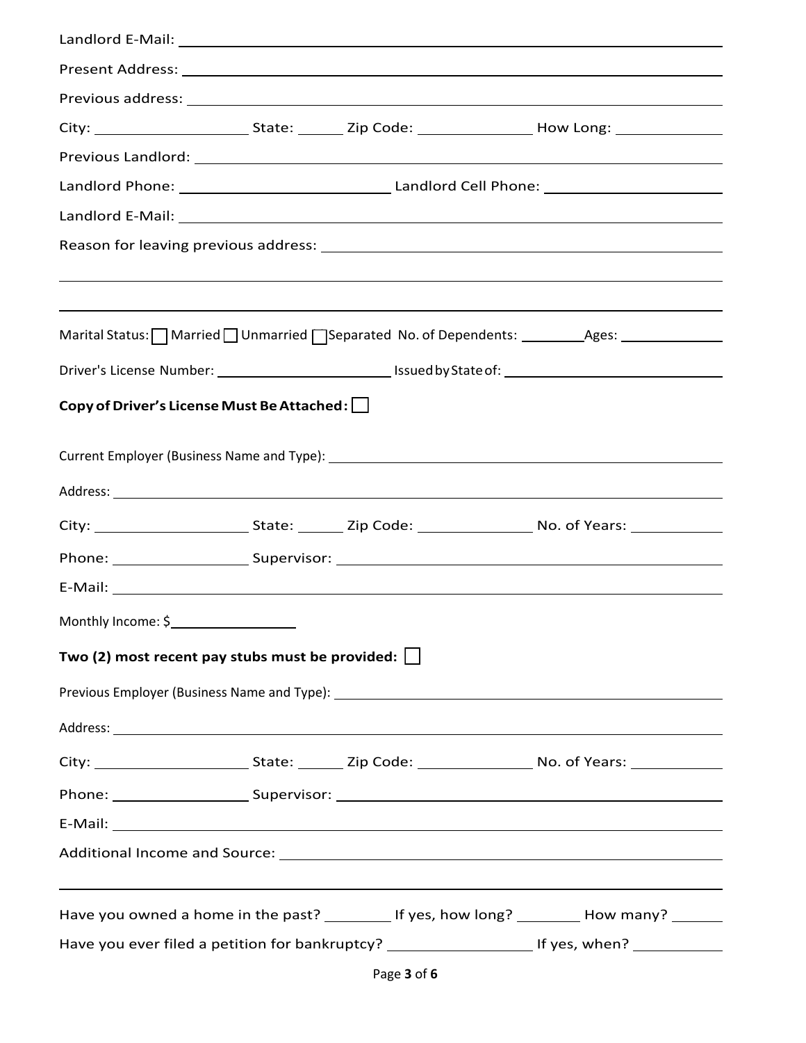Landlord E-Mail: ______________________________________________

Present Address: ______________________________________________

Previous address: ______________________________________________

City: ____________ State: ______ Zip Code: ____________ How Long: ____________

Previous Landlord: ______________________________________________

Landlord Phone: ____________________ Landlord Cell Phone: ____________________

Landlord E-Mail: ______________________________________________

Reason for leaving previous address: ______________________________________________

______________________________________________

______________________________________________

Marital Status: ☐ Married ☐ Unmarried ☐ Separated No. of Dependents: ________ Ages: ____________

Driver's License Number: ____________________ Issued by State of: ____________________

**Copy of Driver's License Must Be Attached:** ☐

Current Employer (Business Name and Type): ______________________________________________

Address: ______________________________________________

City: ____________ State: ______ Zip Code: ____________ No. of Years: ____________

Phone: ____________ Supervisor: ______________________________________________

E-Mail: ______________________________________________

Monthly Income: $______________

**Two (2) most recent pay stubs must be provided:** ☐

Previous Employer (Business Name and Type): ______________________________________________

Address: ______________________________________________

City: ____________ State: ______ Zip Code: ____________ No. of Years: ____________

Phone: ____________ Supervisor: ______________________________________________

E-Mail: ______________________________________________

Additional Income and Source: ______________________________________________

______________________________________________

Have you owned a home in the past? ________ If yes, how long? ________ How many? ______

Have you ever filed a petition for bankruptcy? ______________ If yes, when? __________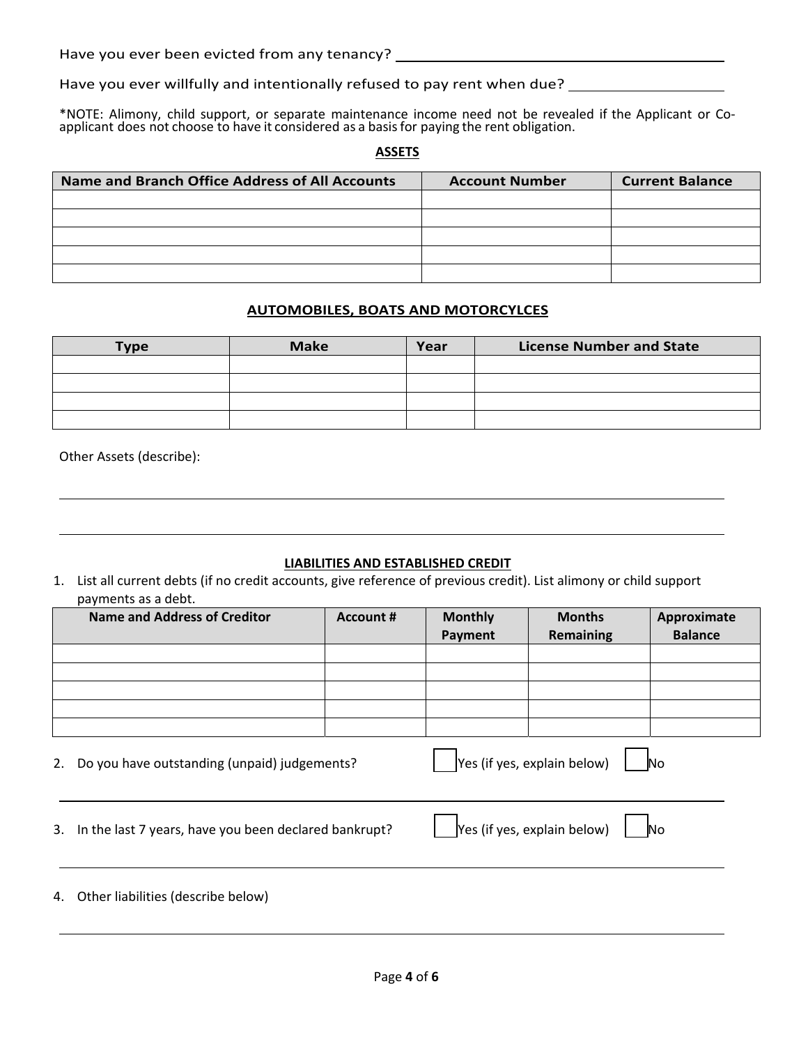Have you ever been evicted from any tenancy? ____________________________________________

Have you ever willfully and intentionally refused to pay rent when due? ___________________

*NOTE: Alimony, child support, or separate maintenance income need not be revealed if the Applicant or Co-applicant does not choose to have it considered as a basis for paying the rent obligation.

## ASSETS

| Name and Branch Office Address of All Accounts | Account Number | Current Balance |
|---|---|---|
| | | |
| | | |
| | | |
| | | |
| | | |

## AUTOMOBILES, BOATS AND MOTORCYLCES

| Type | Make | Year | License Number and State |
|---|---|---|---|
| | | | |
| | | | |
| | | | |
| | | | |

Other Assets (describe):

________________________________________________________________________________

________________________________________________________________________________

## LIABILITIES AND ESTABLISHED CREDIT

1. List all current debts (if no credit accounts, give reference of previous credit). List alimony or child support payments as a debt.

| Name and Address of Creditor | Account # | Monthly Payment | Months Remaining | Approximate Balance |
|---|---|---|---|---|
| | | | | |
| | | | | |
| | | | | |
| | | | | |
| | | | | |

2. Do you have outstanding (unpaid) judgements? ☐ Yes (if yes, explain below) ☐ No

________________________________________________________________________________

3. In the last 7 years, have you been declared bankrupt? ☐ Yes (if yes, explain below) ☐ No

________________________________________________________________________________

4. Other liabilities (describe below)

________________________________________________________________________________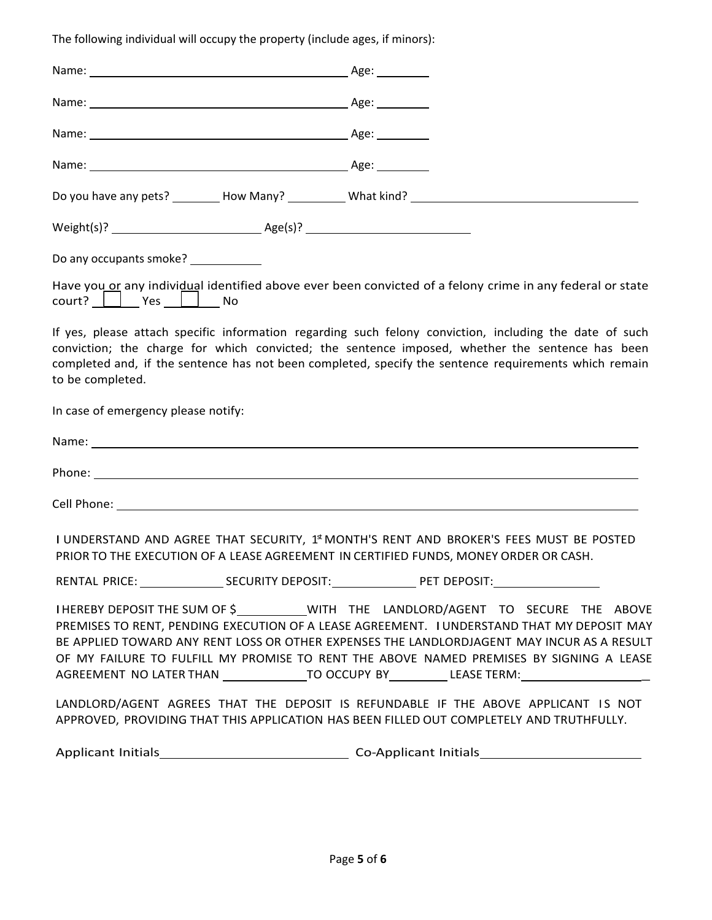The following individual will occupy the property (include ages, if minors):

Name: ______________________________ Age: ________

Name: ______________________________ Age: ________

Name: ______________________________ Age: ________

Name: ______________________________ Age: ________

Do you have any pets? ________ How Many? ________ What kind? ______________________

Weight(s)? ______________________ Age(s)? ______________________

Do any occupants smoke? ___________

Have you or any individual identified above ever been convicted of a felony crime in any federal or state court? ☐ Yes ☐ No

If yes, please attach specific information regarding such felony conviction, including the date of such conviction; the charge for which convicted; the sentence imposed, whether the sentence has been completed and, if the sentence has not been completed, specify the sentence requirements which remain to be completed.

In case of emergency please notify:

Name: ____________________________________________

Phone: ____________________________________________

Cell Phone: ____________________________________________

I UNDERSTAND AND AGREE THAT SECURITY, 1st MONTH'S RENT AND BROKER'S FEES MUST BE POSTED PRIOR TO THE EXECUTION OF A LEASE AGREEMENT IN CERTIFIED FUNDS, MONEY ORDER OR CASH.

RENTAL PRICE: ____________ SECURITY DEPOSIT: ____________ PET DEPOSIT: ______________

I HEREBY DEPOSIT THE SUM OF $__________ WITH THE LANDLORD/AGENT TO SECURE THE ABOVE PREMISES TO RENT, PENDING EXECUTION OF A LEASE AGREEMENT. I UNDERSTAND THAT MY DEPOSIT MAY BE APPLIED TOWARD ANY RENT LOSS OR OTHER EXPENSES THE LANDLORDJAGENT MAY INCUR AS A RESULT OF MY FAILURE TO FULFILL MY PROMISE TO RENT THE ABOVE NAMED PREMISES BY SIGNING A LEASE AGREEMENT NO LATER THAN ____________ TO OCCUPY BY ________ LEASE TERM: __________________

LANDLORD/AGENT AGREES THAT THE DEPOSIT IS REFUNDABLE IF THE ABOVE APPLICANT IS NOT APPROVED, PROVIDING THAT THIS APPLICATION HAS BEEN FILLED OUT COMPLETELY AND TRUTHFULLY.

Applicant Initials ______________________ Co-Applicant Initials ______________________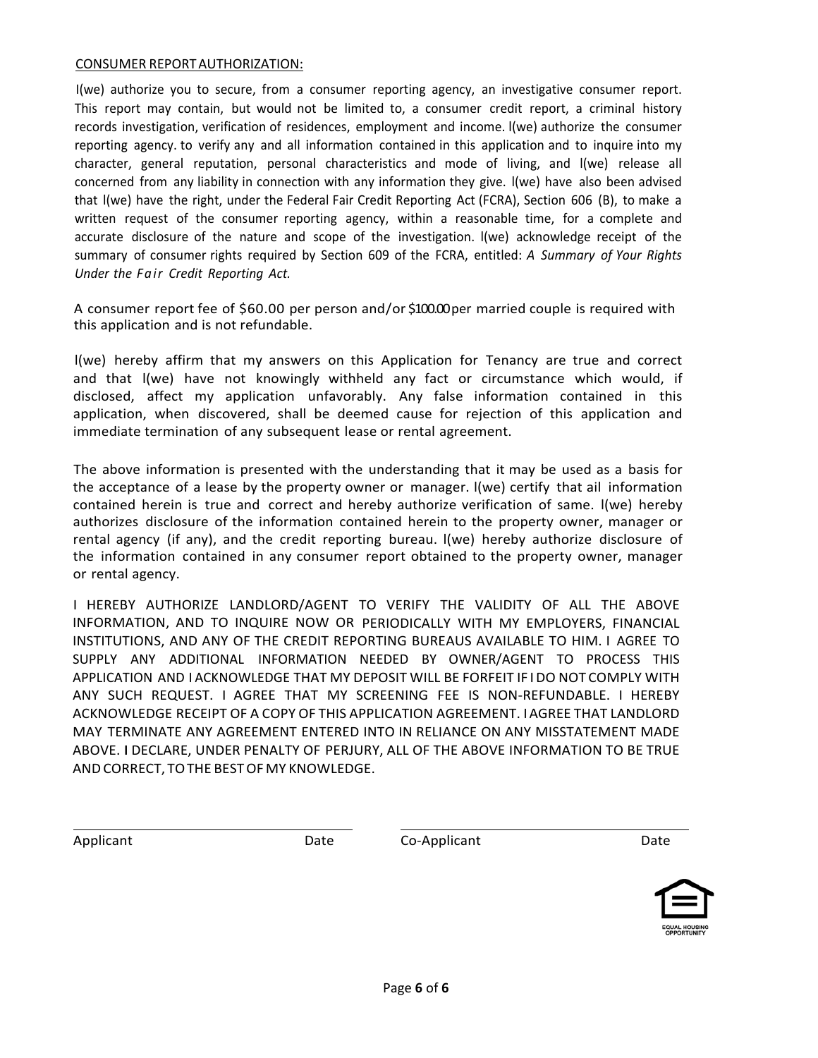CONSUMER REPORT AUTHORIZATION:

I(we) authorize you to secure, from a consumer reporting agency, an investigative consumer report. This report may contain, but would not be limited to, a consumer credit report, a criminal history records investigation, verification of residences, employment and income. I(we) authorize the consumer reporting agency. to verify any and all information contained in this application and to inquire into my character, general reputation, personal characteristics and mode of living, and I(we) release all concerned from any liability in connection with any information they give. I(we) have also been advised that I(we) have the right, under the Federal Fair Credit Reporting Act (FCRA), Section 606 (B), to make a written request of the consumer reporting agency, within a reasonable time, for a complete and accurate disclosure of the nature and scope of the investigation. I(we) acknowledge receipt of the summary of consumer rights required by Section 609 of the FCRA, entitled: *A Summary of Your Rights Under the Fair Credit Reporting Act.*

A consumer report fee of $60.00 per person and/or $100.00 per married couple is required with this application and is not refundable.

I(we) hereby affirm that my answers on this Application for Tenancy are true and correct and that I(we) have not knowingly withheld any fact or circumstance which would, if disclosed, affect my application unfavorably. Any false information contained in this application, when discovered, shall be deemed cause for rejection of this application and immediate termination of any subsequent lease or rental agreement.

The above information is presented with the understanding that it may be used as a basis for the acceptance of a lease by the property owner or manager. I(we) certify that ail information contained herein is true and correct and hereby authorize verification of same. I(we) hereby authorizes disclosure of the information contained herein to the property owner, manager or rental agency (if any), and the credit reporting bureau. I(we) hereby authorize disclosure of the information contained in any consumer report obtained to the property owner, manager or rental agency.

I HEREBY AUTHORIZE LANDLORD/AGENT TO VERIFY THE VALIDITY OF ALL THE ABOVE INFORMATION, AND TO INQUIRE NOW OR PERIODICALLY WITH MY EMPLOYERS, FINANCIAL INSTITUTIONS, AND ANY OF THE CREDIT REPORTING BUREAUS AVAILABLE TO HIM. I AGREE TO SUPPLY ANY ADDITIONAL INFORMATION NEEDED BY OWNER/AGENT TO PROCESS THIS APPLICATION AND I ACKNOWLEDGE THAT MY DEPOSIT WILL BE FORFEIT IF I DO NOT COMPLY WITH ANY SUCH REQUEST. I AGREE THAT MY SCREENING FEE IS NON-REFUNDABLE. I HEREBY ACKNOWLEDGE RECEIPT OF A COPY OF THIS APPLICATION AGREEMENT. I AGREE THAT LANDLORD MAY TERMINATE ANY AGREEMENT ENTERED INTO IN RELIANCE ON ANY MISSTATEMENT MADE ABOVE. I DECLARE, UNDER PENALTY OF PERJURY, ALL OF THE ABOVE INFORMATION TO BE TRUE AND CORRECT, TO THE BEST OF MY KNOWLEDGE.

_______________________________ &nbsp;&nbsp;&nbsp;&nbsp; _______________________________

Applicant &nbsp;&nbsp;&nbsp;&nbsp; Date &nbsp;&nbsp;&nbsp;&nbsp; Co-Applicant &nbsp;&nbsp;&nbsp;&nbsp; Date

EQUAL HOUSING OPPORTUNITY